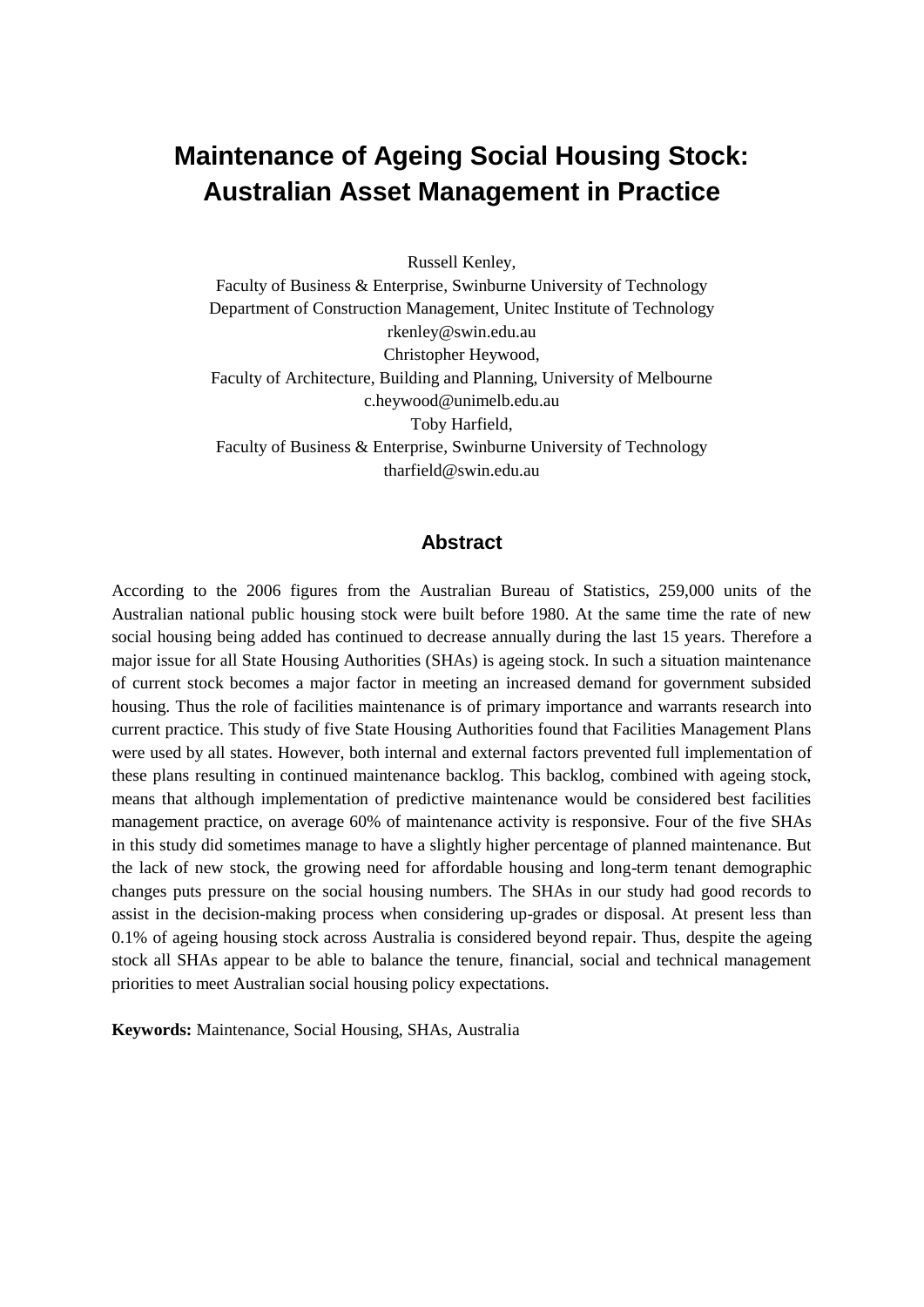# Maintenance of Ageing Social Housing Stock: Australian Asset Management in Practice

Russell Kenley,
Faculty of Business & Enterprise, Swinburne University of Technology
Department of Construction Management, Unitec Institute of Technology
rkenley@swin.edu.au
Christopher Heywood,
Faculty of Architecture, Building and Planning, University of Melbourne
c.heywood@unimelb.edu.au
Toby Harfield,
Faculty of Business & Enterprise, Swinburne University of Technology
tharfield@swin.edu.au

## Abstract

According to the 2006 figures from the Australian Bureau of Statistics, 259,000 units of the Australian national public housing stock were built before 1980. At the same time the rate of new social housing being added has continued to decrease annually during the last 15 years. Therefore a major issue for all State Housing Authorities (SHAs) is ageing stock. In such a situation maintenance of current stock becomes a major factor in meeting an increased demand for government subsided housing. Thus the role of facilities maintenance is of primary importance and warrants research into current practice. This study of five State Housing Authorities found that Facilities Management Plans were used by all states. However, both internal and external factors prevented full implementation of these plans resulting in continued maintenance backlog. This backlog, combined with ageing stock, means that although implementation of predictive maintenance would be considered best facilities management practice, on average 60% of maintenance activity is responsive. Four of the five SHAs in this study did sometimes manage to have a slightly higher percentage of planned maintenance. But the lack of new stock, the growing need for affordable housing and long-term tenant demographic changes puts pressure on the social housing numbers. The SHAs in our study had good records to assist in the decision-making process when considering up-grades or disposal. At present less than 0.1% of ageing housing stock across Australia is considered beyond repair. Thus, despite the ageing stock all SHAs appear to be able to balance the tenure, financial, social and technical management priorities to meet Australian social housing policy expectations.

**Keywords:** Maintenance, Social Housing, SHAs, Australia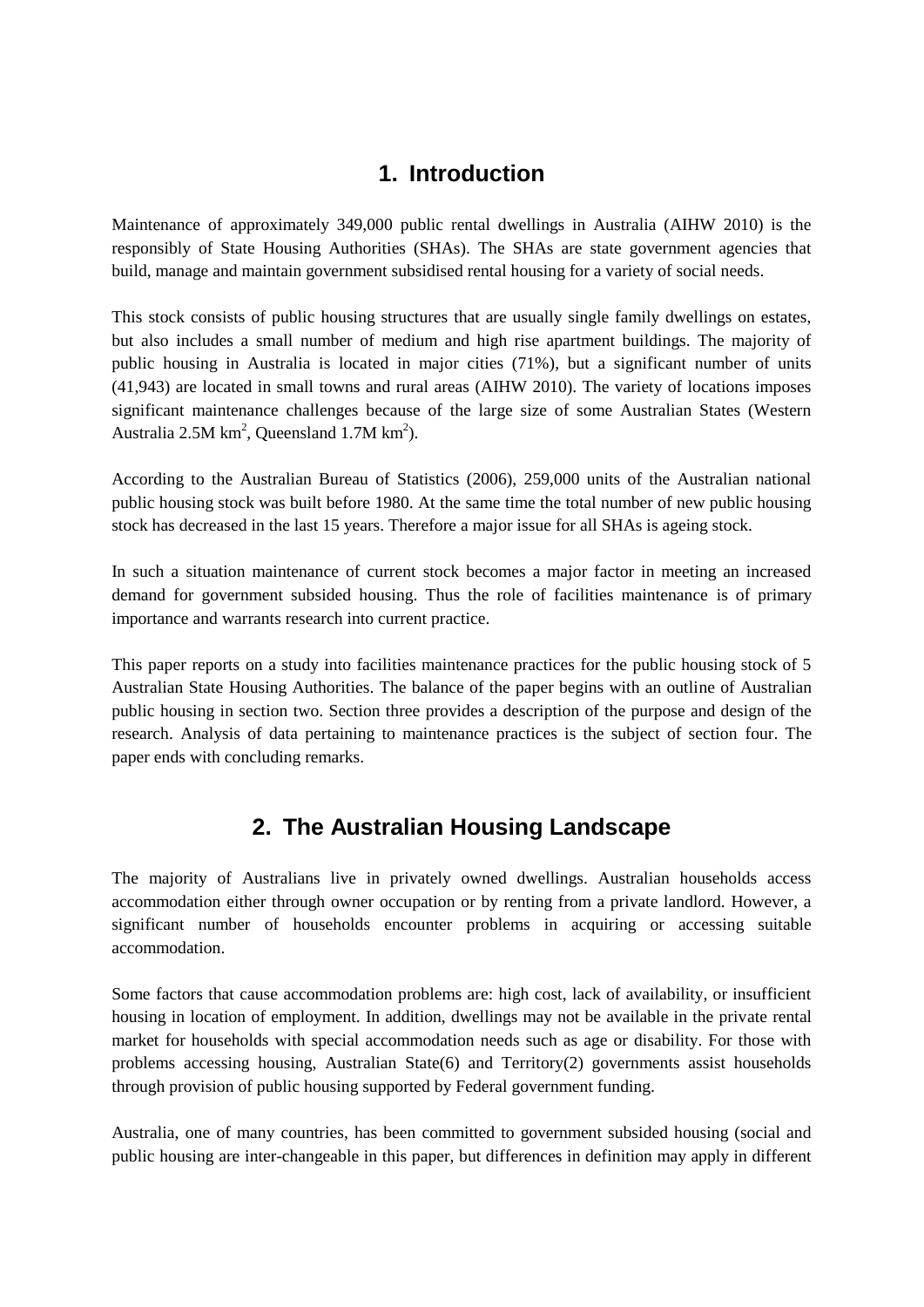# 1. Introduction

Maintenance of approximately 349,000 public rental dwellings in Australia (AIHW 2010) is the responsibly of State Housing Authorities (SHAs). The SHAs are state government agencies that build, manage and maintain government subsidised rental housing for a variety of social needs.

This stock consists of public housing structures that are usually single family dwellings on estates, but also includes a small number of medium and high rise apartment buildings. The majority of public housing in Australia is located in major cities (71%), but a significant number of units (41,943) are located in small towns and rural areas (AIHW 2010). The variety of locations imposes significant maintenance challenges because of the large size of some Australian States (Western Australia 2.5M $km^2$, Queensland 1.7M $km^2$).

According to the Australian Bureau of Statistics (2006), 259,000 units of the Australian national public housing stock was built before 1980. At the same time the total number of new public housing stock has decreased in the last 15 years. Therefore a major issue for all SHAs is ageing stock.

In such a situation maintenance of current stock becomes a major factor in meeting an increased demand for government subsided housing. Thus the role of facilities maintenance is of primary importance and warrants research into current practice.

This paper reports on a study into facilities maintenance practices for the public housing stock of 5 Australian State Housing Authorities. The balance of the paper begins with an outline of Australian public housing in section two. Section three provides a description of the purpose and design of the research. Analysis of data pertaining to maintenance practices is the subject of section four. The paper ends with concluding remarks.

# 2. The Australian Housing Landscape

The majority of Australians live in privately owned dwellings. Australian households access accommodation either through owner occupation or by renting from a private landlord. However, a significant number of households encounter problems in acquiring or accessing suitable accommodation.

Some factors that cause accommodation problems are: high cost, lack of availability, or insufficient housing in location of employment. In addition, dwellings may not be available in the private rental market for households with special accommodation needs such as age or disability. For those with problems accessing housing, Australian State(6) and Territory(2) governments assist households through provision of public housing supported by Federal government funding.

Australia, one of many countries, has been committed to government subsided housing (social and public housing are inter-changeable in this paper, but differences in definition may apply in different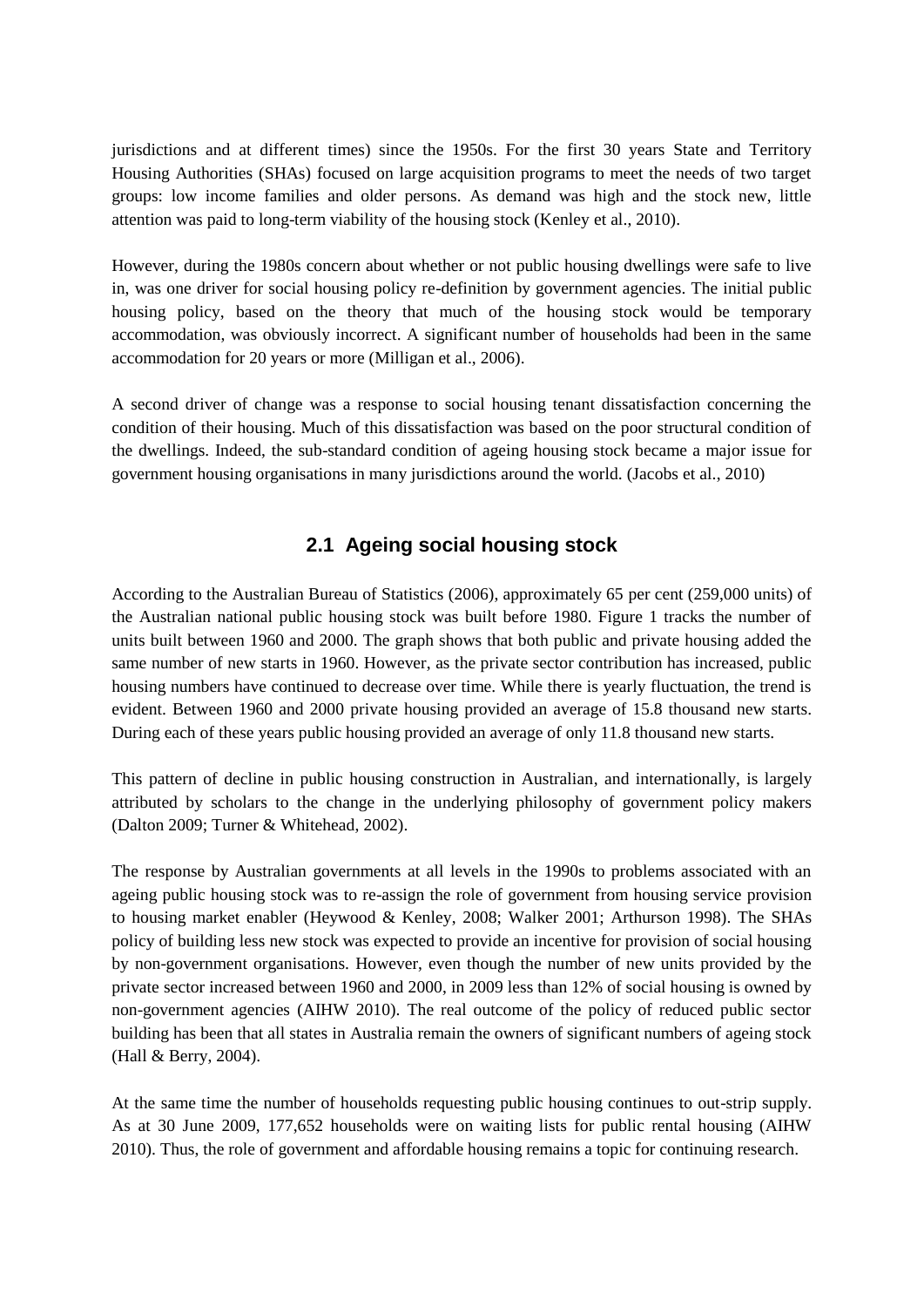jurisdictions and at different times) since the 1950s. For the first 30 years State and Territory Housing Authorities (SHAs) focused on large acquisition programs to meet the needs of two target groups: low income families and older persons. As demand was high and the stock new, little attention was paid to long-term viability of the housing stock (Kenley et al., 2010).

However, during the 1980s concern about whether or not public housing dwellings were safe to live in, was one driver for social housing policy re-definition by government agencies. The initial public housing policy, based on the theory that much of the housing stock would be temporary accommodation, was obviously incorrect. A significant number of households had been in the same accommodation for 20 years or more (Milligan et al., 2006).

A second driver of change was a response to social housing tenant dissatisfaction concerning the condition of their housing. Much of this dissatisfaction was based on the poor structural condition of the dwellings. Indeed, the sub-standard condition of ageing housing stock became a major issue for government housing organisations in many jurisdictions around the world. (Jacobs et al., 2010)

## 2.1 Ageing social housing stock

According to the Australian Bureau of Statistics (2006), approximately 65 per cent (259,000 units) of the Australian national public housing stock was built before 1980. Figure 1 tracks the number of units built between 1960 and 2000. The graph shows that both public and private housing added the same number of new starts in 1960. However, as the private sector contribution has increased, public housing numbers have continued to decrease over time. While there is yearly fluctuation, the trend is evident. Between 1960 and 2000 private housing provided an average of 15.8 thousand new starts. During each of these years public housing provided an average of only 11.8 thousand new starts.

This pattern of decline in public housing construction in Australian, and internationally, is largely attributed by scholars to the change in the underlying philosophy of government policy makers (Dalton 2009; Turner & Whitehead, 2002).

The response by Australian governments at all levels in the 1990s to problems associated with an ageing public housing stock was to re-assign the role of government from housing service provision to housing market enabler (Heywood & Kenley, 2008; Walker 2001; Arthurson 1998). The SHAs policy of building less new stock was expected to provide an incentive for provision of social housing by non-government organisations. However, even though the number of new units provided by the private sector increased between 1960 and 2000, in 2009 less than 12% of social housing is owned by non-government agencies (AIHW 2010). The real outcome of the policy of reduced public sector building has been that all states in Australia remain the owners of significant numbers of ageing stock (Hall & Berry, 2004).

At the same time the number of households requesting public housing continues to out-strip supply. As at 30 June 2009, 177,652 households were on waiting lists for public rental housing (AIHW 2010). Thus, the role of government and affordable housing remains a topic for continuing research.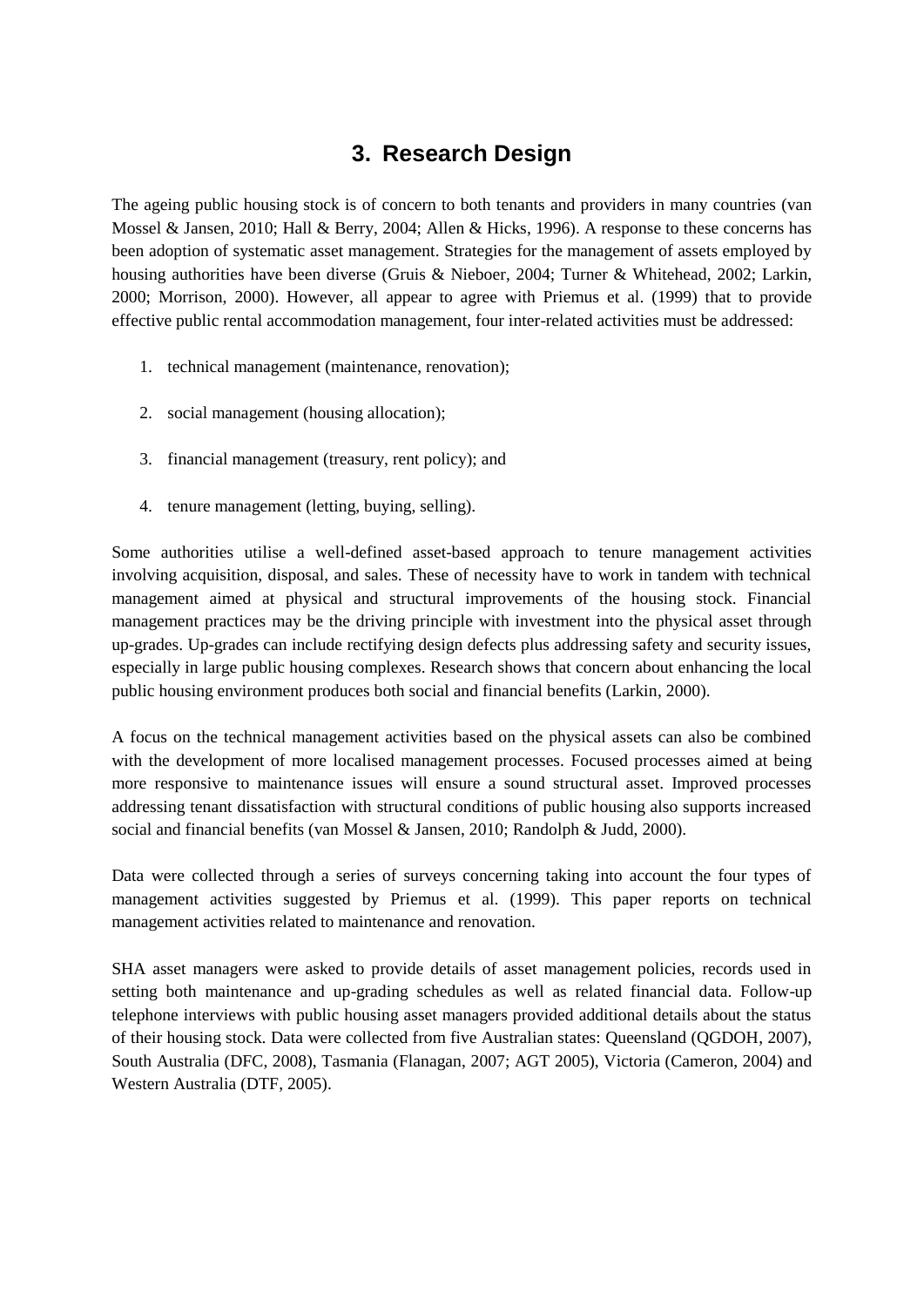# 3. Research Design

The ageing public housing stock is of concern to both tenants and providers in many countries (van Mossel & Jansen, 2010; Hall & Berry, 2004; Allen & Hicks, 1996). A response to these concerns has been adoption of systematic asset management. Strategies for the management of assets employed by housing authorities have been diverse (Gruis & Nieboer, 2004; Turner & Whitehead, 2002; Larkin, 2000; Morrison, 2000). However, all appear to agree with Priemus et al. (1999) that to provide effective public rental accommodation management, four inter-related activities must be addressed:

1. technical management (maintenance, renovation);
2. social management (housing allocation);
3. financial management (treasury, rent policy); and
4. tenure management (letting, buying, selling).

Some authorities utilise a well-defined asset-based approach to tenure management activities involving acquisition, disposal, and sales. These of necessity have to work in tandem with technical management aimed at physical and structural improvements of the housing stock. Financial management practices may be the driving principle with investment into the physical asset through up-grades. Up-grades can include rectifying design defects plus addressing safety and security issues, especially in large public housing complexes. Research shows that concern about enhancing the local public housing environment produces both social and financial benefits (Larkin, 2000).

A focus on the technical management activities based on the physical assets can also be combined with the development of more localised management processes. Focused processes aimed at being more responsive to maintenance issues will ensure a sound structural asset. Improved processes addressing tenant dissatisfaction with structural conditions of public housing also supports increased social and financial benefits (van Mossel & Jansen, 2010; Randolph & Judd, 2000).

Data were collected through a series of surveys concerning taking into account the four types of management activities suggested by Priemus et al. (1999). This paper reports on technical management activities related to maintenance and renovation.

SHA asset managers were asked to provide details of asset management policies, records used in setting both maintenance and up-grading schedules as well as related financial data. Follow-up telephone interviews with public housing asset managers provided additional details about the status of their housing stock. Data were collected from five Australian states: Queensland (QGDOH, 2007), South Australia (DFC, 2008), Tasmania (Flanagan, 2007; AGT 2005), Victoria (Cameron, 2004) and Western Australia (DTF, 2005).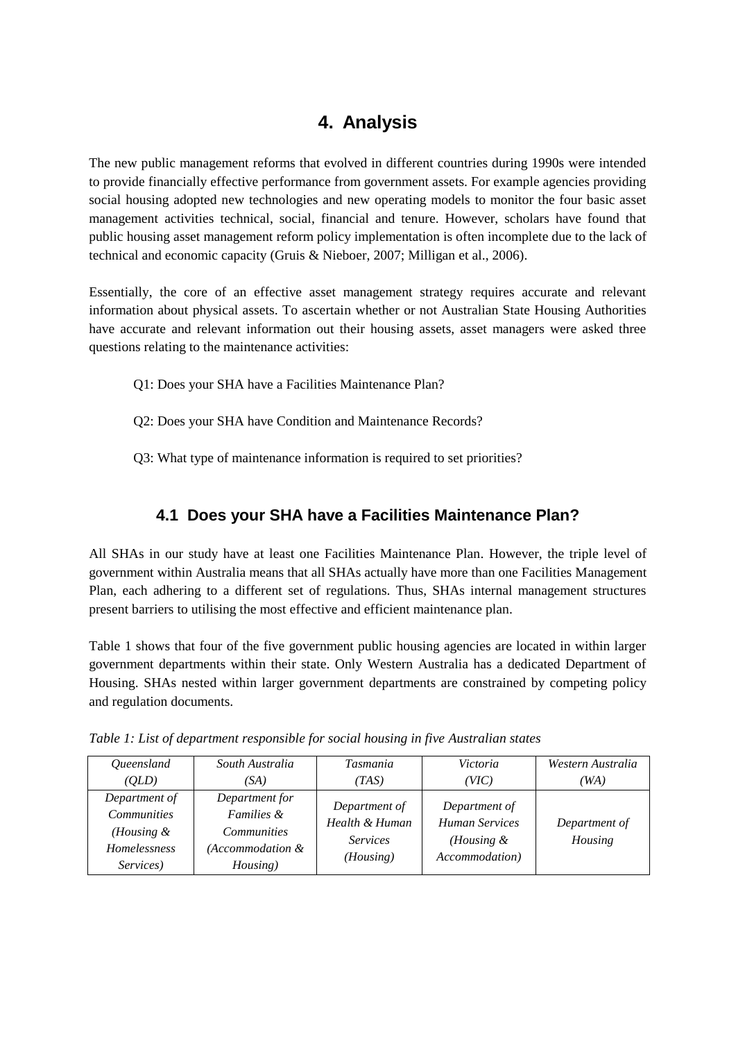# 4. Analysis

The new public management reforms that evolved in different countries during 1990s were intended to provide financially effective performance from government assets. For example agencies providing social housing adopted new technologies and new operating models to monitor the four basic asset management activities technical, social, financial and tenure. However, scholars have found that public housing asset management reform policy implementation is often incomplete due to the lack of technical and economic capacity (Gruis & Nieboer, 2007; Milligan et al., 2006).

Essentially, the core of an effective asset management strategy requires accurate and relevant information about physical assets. To ascertain whether or not Australian State Housing Authorities have accurate and relevant information out their housing assets, asset managers were asked three questions relating to the maintenance activities:

Q1: Does your SHA have a Facilities Maintenance Plan?

Q2: Does your SHA have Condition and Maintenance Records?

Q3: What type of maintenance information is required to set priorities?

## 4.1 Does your SHA have a Facilities Maintenance Plan?

All SHAs in our study have at least one Facilities Maintenance Plan. However, the triple level of government within Australia means that all SHAs actually have more than one Facilities Management Plan, each adhering to a different set of regulations. Thus, SHAs internal management structures present barriers to utilising the most effective and efficient maintenance plan.

Table 1 shows that four of the five government public housing agencies are located in within larger government departments within their state. Only Western Australia has a dedicated Department of Housing. SHAs nested within larger government departments are constrained by competing policy and regulation documents.

*Table 1: List of department responsible for social housing in five Australian states*

| *Queensland (QLD)* | *South Australia (SA)* | *Tasmania (TAS)* | *Victoria (VIC)* | *Western Australia (WA)* |
|---|---|---|---|---|
| *Department of Communities (Housing & Homelessness Services)* | *Department for Families & Communities (Accommodation & Housing)* | *Department of Health & Human Services (Housing)* | *Department of Human Services (Housing & Accommodation)* | *Department of Housing* |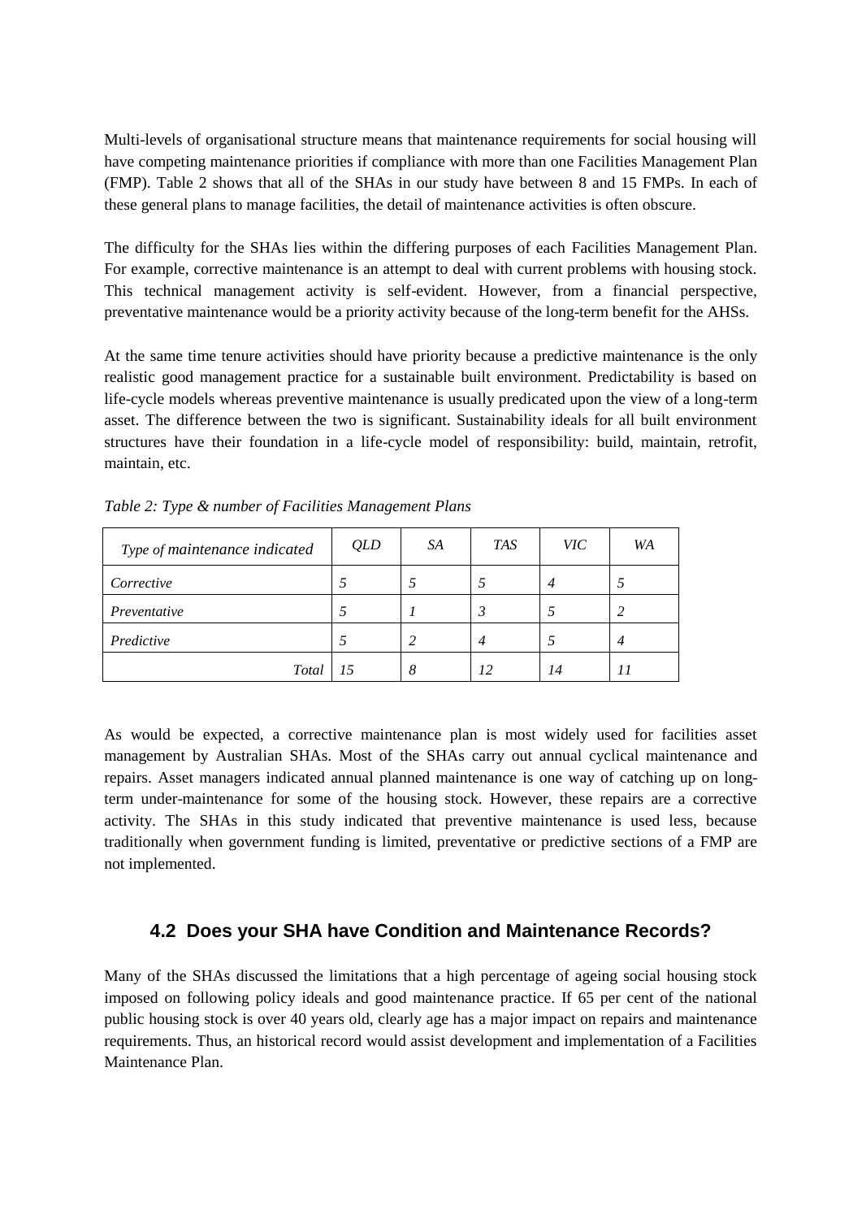Multi-levels of organisational structure means that maintenance requirements for social housing will have competing maintenance priorities if compliance with more than one Facilities Management Plan (FMP). Table 2 shows that all of the SHAs in our study have between 8 and 15 FMPs. In each of these general plans to manage facilities, the detail of maintenance activities is often obscure.

The difficulty for the SHAs lies within the differing purposes of each Facilities Management Plan. For example, corrective maintenance is an attempt to deal with current problems with housing stock. This technical management activity is self-evident. However, from a financial perspective, preventative maintenance would be a priority activity because of the long-term benefit for the AHSs.

At the same time tenure activities should have priority because a predictive maintenance is the only realistic good management practice for a sustainable built environment. Predictability is based on life-cycle models whereas preventive maintenance is usually predicated upon the view of a long-term asset. The difference between the two is significant. Sustainability ideals for all built environment structures have their foundation in a life-cycle model of responsibility: build, maintain, retrofit, maintain, etc.

*Table 2: Type & number of Facilities Management Plans*

| *Type of maintenance indicated* | *QLD* | *SA* | *TAS* | *VIC* | *WA* |
|---|---|---|---|---|---|
| *Corrective* | *5* | *5* | *5* | *4* | *5* |
| *Preventative* | *5* | *1* | *3* | *5* | *2* |
| *Predictive* | *5* | *2* | *4* | *5* | *4* |
| *Total* | *15* | *8* | *12* | *14* | *11* |

As would be expected, a corrective maintenance plan is most widely used for facilities asset management by Australian SHAs. Most of the SHAs carry out annual cyclical maintenance and repairs. Asset managers indicated annual planned maintenance is one way of catching up on long-term under-maintenance for some of the housing stock. However, these repairs are a corrective activity. The SHAs in this study indicated that preventive maintenance is used less, because traditionally when government funding is limited, preventative or predictive sections of a FMP are not implemented.

## 4.2 Does your SHA have Condition and Maintenance Records?

Many of the SHAs discussed the limitations that a high percentage of ageing social housing stock imposed on following policy ideals and good maintenance practice. If 65 per cent of the national public housing stock is over 40 years old, clearly age has a major impact on repairs and maintenance requirements. Thus, an historical record would assist development and implementation of a Facilities Maintenance Plan.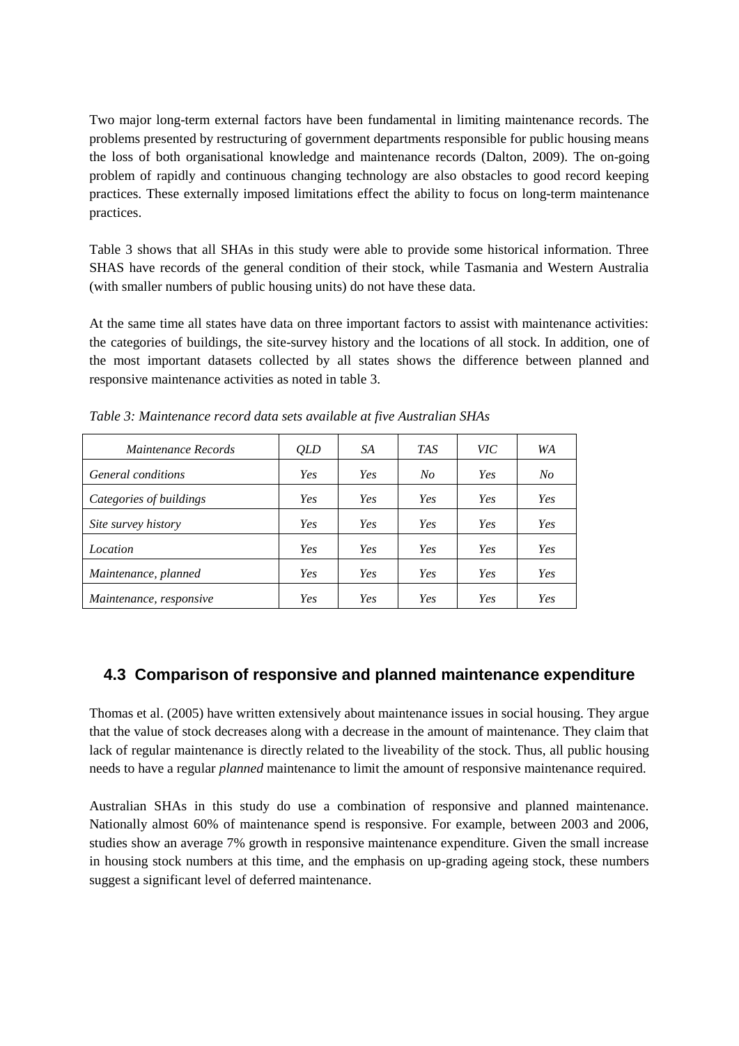Two major long-term external factors have been fundamental in limiting maintenance records. The problems presented by restructuring of government departments responsible for public housing means the loss of both organisational knowledge and maintenance records (Dalton, 2009). The on-going problem of rapidly and continuous changing technology are also obstacles to good record keeping practices. These externally imposed limitations effect the ability to focus on long-term maintenance practices.

Table 3 shows that all SHAs in this study were able to provide some historical information. Three SHAS have records of the general condition of their stock, while Tasmania and Western Australia (with smaller numbers of public housing units) do not have these data.

At the same time all states have data on three important factors to assist with maintenance activities: the categories of buildings, the site-survey history and the locations of all stock. In addition, one of the most important datasets collected by all states shows the difference between planned and responsive maintenance activities as noted in table 3.

*Table 3: Maintenance record data sets available at five Australian SHAs*

| *Maintenance Records* | *QLD* | *SA* | *TAS* | *VIC* | *WA* |
|---|---|---|---|---|---|
| *General conditions* | *Yes* | *Yes* | *No* | *Yes* | *No* |
| *Categories of buildings* | *Yes* | *Yes* | *Yes* | *Yes* | *Yes* |
| *Site survey history* | *Yes* | *Yes* | *Yes* | *Yes* | *Yes* |
| *Location* | *Yes* | *Yes* | *Yes* | *Yes* | *Yes* |
| *Maintenance, planned* | *Yes* | *Yes* | *Yes* | *Yes* | *Yes* |
| *Maintenance, responsive* | *Yes* | *Yes* | *Yes* | *Yes* | *Yes* |

## 4.3 Comparison of responsive and planned maintenance expenditure

Thomas et al. (2005) have written extensively about maintenance issues in social housing. They argue that the value of stock decreases along with a decrease in the amount of maintenance. They claim that lack of regular maintenance is directly related to the liveability of the stock. Thus, all public housing needs to have a regular *planned* maintenance to limit the amount of responsive maintenance required.

Australian SHAs in this study do use a combination of responsive and planned maintenance. Nationally almost 60% of maintenance spend is responsive. For example, between 2003 and 2006, studies show an average 7% growth in responsive maintenance expenditure. Given the small increase in housing stock numbers at this time, and the emphasis on up-grading ageing stock, these numbers suggest a significant level of deferred maintenance.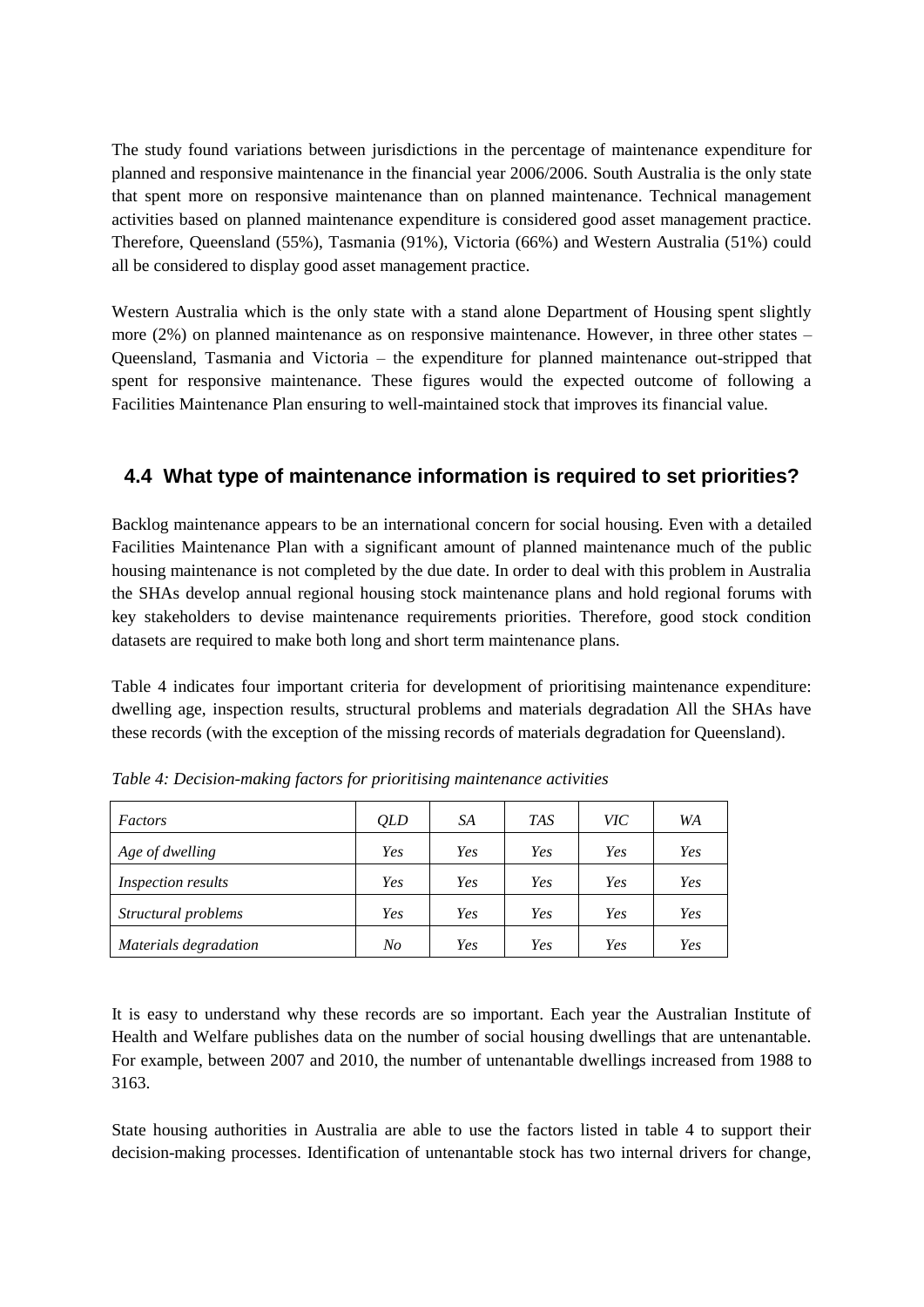The study found variations between jurisdictions in the percentage of maintenance expenditure for planned and responsive maintenance in the financial year 2006/2006. South Australia is the only state that spent more on responsive maintenance than on planned maintenance. Technical management activities based on planned maintenance expenditure is considered good asset management practice. Therefore, Queensland (55%), Tasmania (91%), Victoria (66%) and Western Australia (51%) could all be considered to display good asset management practice.

Western Australia which is the only state with a stand alone Department of Housing spent slightly more (2%) on planned maintenance as on responsive maintenance. However, in three other states – Queensland, Tasmania and Victoria – the expenditure for planned maintenance out-stripped that spent for responsive maintenance. These figures would the expected outcome of following a Facilities Maintenance Plan ensuring to well-maintained stock that improves its financial value.

## 4.4 What type of maintenance information is required to set priorities?

Backlog maintenance appears to be an international concern for social housing. Even with a detailed Facilities Maintenance Plan with a significant amount of planned maintenance much of the public housing maintenance is not completed by the due date. In order to deal with this problem in Australia the SHAs develop annual regional housing stock maintenance plans and hold regional forums with key stakeholders to devise maintenance requirements priorities. Therefore, good stock condition datasets are required to make both long and short term maintenance plans.

Table 4 indicates four important criteria for development of prioritising maintenance expenditure: dwelling age, inspection results, structural problems and materials degradation All the SHAs have these records (with the exception of the missing records of materials degradation for Queensland).

*Table 4: Decision-making factors for prioritising maintenance activities*

| *Factors* | *QLD* | *SA* | *TAS* | *VIC* | *WA* |
|---|---|---|---|---|---|
| *Age of dwelling* | *Yes* | *Yes* | *Yes* | *Yes* | *Yes* |
| *Inspection results* | *Yes* | *Yes* | *Yes* | *Yes* | *Yes* |
| *Structural problems* | *Yes* | *Yes* | *Yes* | *Yes* | *Yes* |
| *Materials degradation* | *No* | *Yes* | *Yes* | *Yes* | *Yes* |

It is easy to understand why these records are so important. Each year the Australian Institute of Health and Welfare publishes data on the number of social housing dwellings that are untenantable. For example, between 2007 and 2010, the number of untenantable dwellings increased from 1988 to 3163.

State housing authorities in Australia are able to use the factors listed in table 4 to support their decision-making processes. Identification of untenantable stock has two internal drivers for change,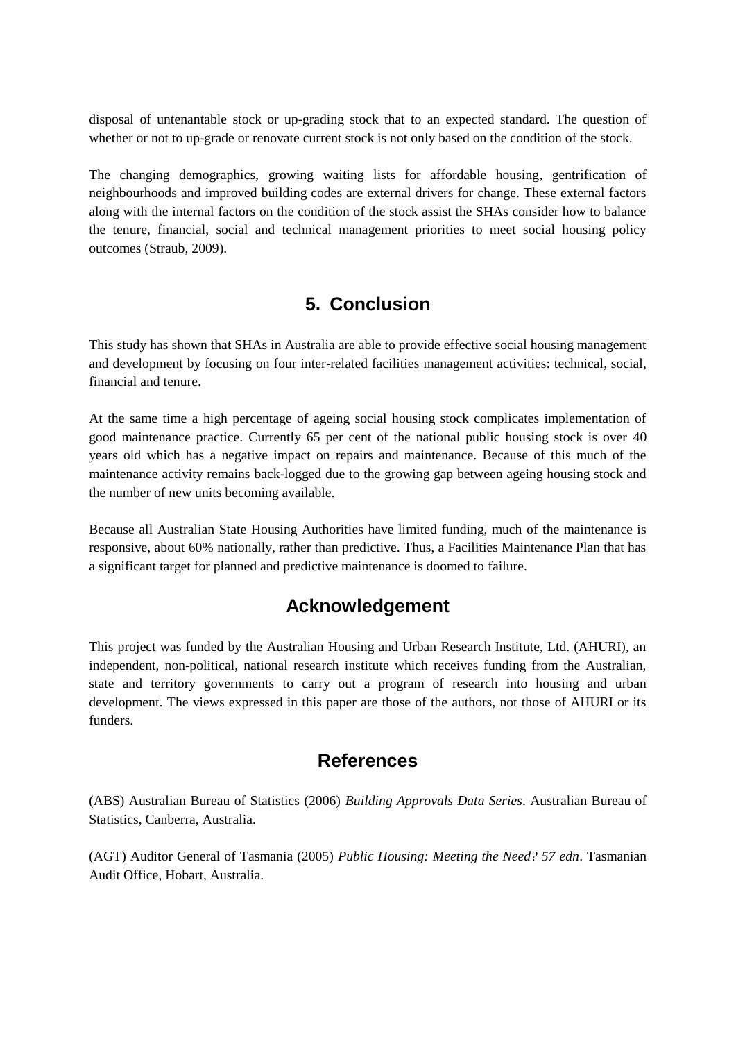disposal of untenantable stock or up-grading stock that to an expected standard. The question of whether or not to up-grade or renovate current stock is not only based on the condition of the stock.

The changing demographics, growing waiting lists for affordable housing, gentrification of neighbourhoods and improved building codes are external drivers for change. These external factors along with the internal factors on the condition of the stock assist the SHAs consider how to balance the tenure, financial, social and technical management priorities to meet social housing policy outcomes (Straub, 2009).

## 5. Conclusion

This study has shown that SHAs in Australia are able to provide effective social housing management and development by focusing on four inter-related facilities management activities: technical, social, financial and tenure.

At the same time a high percentage of ageing social housing stock complicates implementation of good maintenance practice. Currently 65 per cent of the national public housing stock is over 40 years old which has a negative impact on repairs and maintenance. Because of this much of the maintenance activity remains back-logged due to the growing gap between ageing housing stock and the number of new units becoming available.

Because all Australian State Housing Authorities have limited funding, much of the maintenance is responsive, about 60% nationally, rather than predictive. Thus, a Facilities Maintenance Plan that has a significant target for planned and predictive maintenance is doomed to failure.

## Acknowledgement

This project was funded by the Australian Housing and Urban Research Institute, Ltd. (AHURI), an independent, non-political, national research institute which receives funding from the Australian, state and territory governments to carry out a program of research into housing and urban development. The views expressed in this paper are those of the authors, not those of AHURI or its funders.

## References

(ABS) Australian Bureau of Statistics (2006) *Building Approvals Data Series*. Australian Bureau of Statistics, Canberra, Australia.

(AGT) Auditor General of Tasmania (2005) *Public Housing: Meeting the Need? 57 edn*. Tasmanian Audit Office, Hobart, Australia.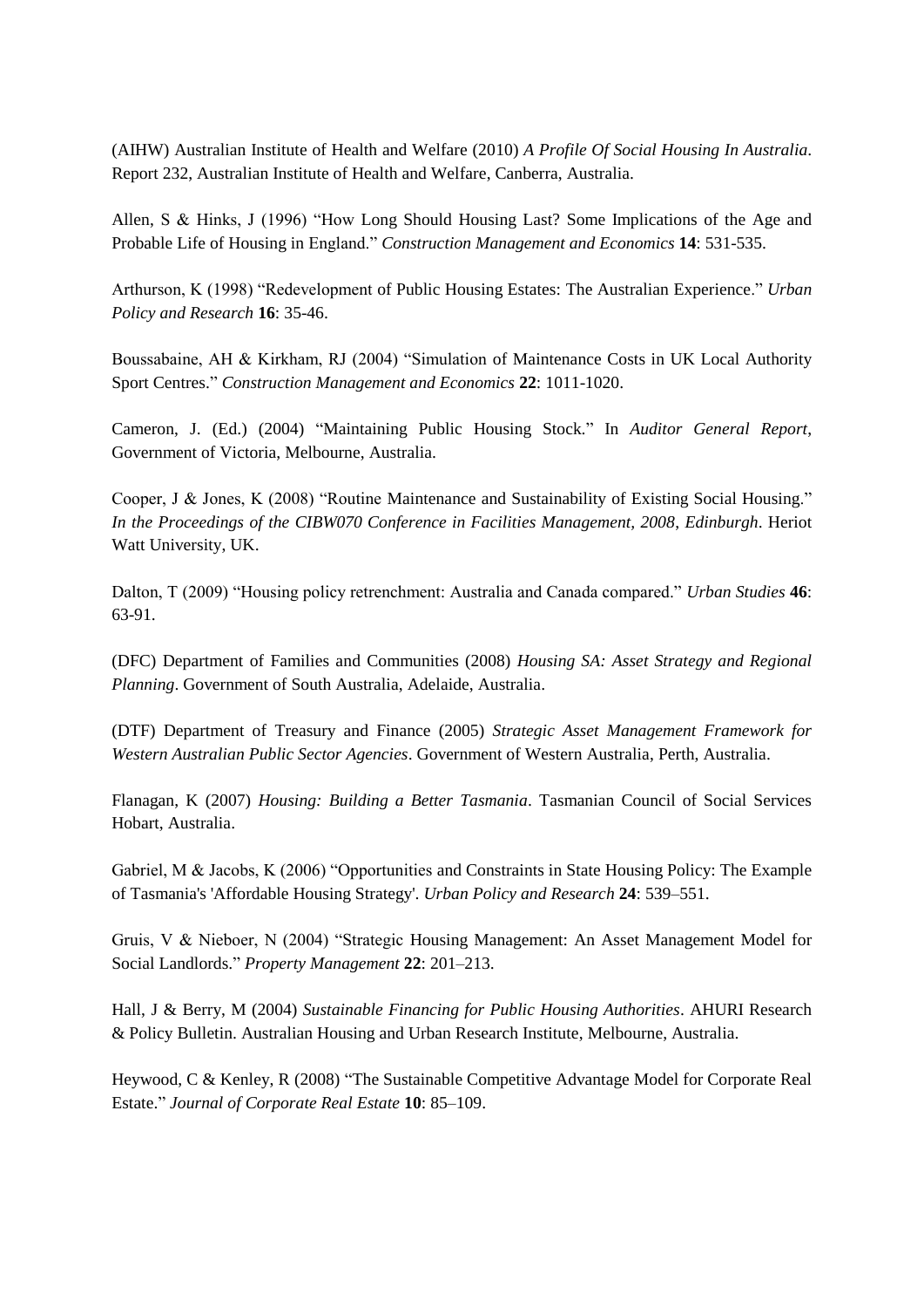(AIHW) Australian Institute of Health and Welfare (2010) *A Profile Of Social Housing In Australia*. Report 232, Australian Institute of Health and Welfare, Canberra, Australia.

Allen, S & Hinks, J (1996) "How Long Should Housing Last? Some Implications of the Age and Probable Life of Housing in England." *Construction Management and Economics* **14**: 531-535.

Arthurson, K (1998) "Redevelopment of Public Housing Estates: The Australian Experience." *Urban Policy and Research* **16**: 35-46.

Boussabaine, AH & Kirkham, RJ (2004) "Simulation of Maintenance Costs in UK Local Authority Sport Centres." *Construction Management and Economics* **22**: 1011-1020.

Cameron, J. (Ed.) (2004) "Maintaining Public Housing Stock." In *Auditor General Report*, Government of Victoria, Melbourne, Australia.

Cooper, J & Jones, K (2008) "Routine Maintenance and Sustainability of Existing Social Housing." *In the Proceedings of the CIBW070 Conference in Facilities Management, 2008, Edinburgh*. Heriot Watt University, UK.

Dalton, T (2009) "Housing policy retrenchment: Australia and Canada compared." *Urban Studies* **46**: 63-91.

(DFC) Department of Families and Communities (2008) *Housing SA: Asset Strategy and Regional Planning*. Government of South Australia, Adelaide, Australia.

(DTF) Department of Treasury and Finance (2005) *Strategic Asset Management Framework for Western Australian Public Sector Agencies*. Government of Western Australia, Perth, Australia.

Flanagan, K (2007) *Housing: Building a Better Tasmania*. Tasmanian Council of Social Services Hobart, Australia.

Gabriel, M & Jacobs, K (2006) "Opportunities and Constraints in State Housing Policy: The Example of Tasmania's 'Affordable Housing Strategy'. *Urban Policy and Research* **24**: 539–551.

Gruis, V & Nieboer, N (2004) "Strategic Housing Management: An Asset Management Model for Social Landlords." *Property Management* **22**: 201–213.

Hall, J & Berry, M (2004) *Sustainable Financing for Public Housing Authorities*. AHURI Research & Policy Bulletin. Australian Housing and Urban Research Institute, Melbourne, Australia.

Heywood, C & Kenley, R (2008) "The Sustainable Competitive Advantage Model for Corporate Real Estate." *Journal of Corporate Real Estate* **10**: 85–109.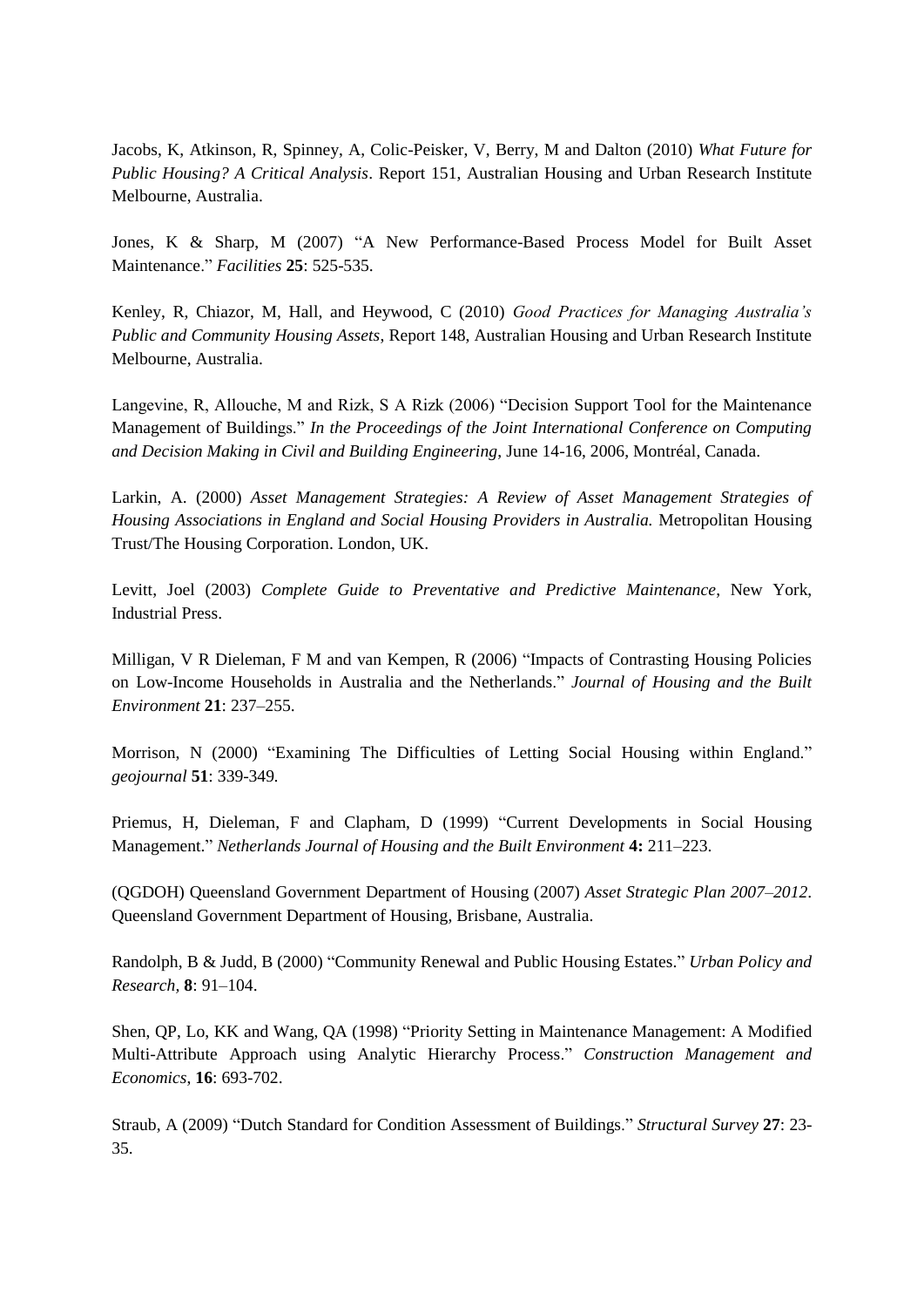Jacobs, K, Atkinson, R, Spinney, A, Colic-Peisker, V, Berry, M and Dalton (2010) *What Future for Public Housing? A Critical Analysis*. Report 151, Australian Housing and Urban Research Institute Melbourne, Australia.

Jones, K & Sharp, M (2007) "A New Performance-Based Process Model for Built Asset Maintenance." *Facilities* **25**: 525-535.

Kenley, R, Chiazor, M, Hall, and Heywood, C (2010) *Good Practices for Managing Australia's Public and Community Housing Assets*, Report 148, Australian Housing and Urban Research Institute Melbourne, Australia.

Langevine, R, Allouche, M and Rizk, S A Rizk (2006) "Decision Support Tool for the Maintenance Management of Buildings." *In the Proceedings of the Joint International Conference on Computing and Decision Making in Civil and Building Engineering*, June 14-16, 2006, Montréal, Canada.

Larkin, A. (2000) *Asset Management Strategies: A Review of Asset Management Strategies of Housing Associations in England and Social Housing Providers in Australia.* Metropolitan Housing Trust/The Housing Corporation. London, UK.

Levitt, Joel (2003) *Complete Guide to Preventative and Predictive Maintenance*, New York, Industrial Press.

Milligan, V R Dieleman, F M and van Kempen, R (2006) "Impacts of Contrasting Housing Policies on Low-Income Households in Australia and the Netherlands." *Journal of Housing and the Built Environment* **21**: 237–255.

Morrison, N (2000) "Examining The Difficulties of Letting Social Housing within England." *geojournal* **51**: 339-349.

Priemus, H, Dieleman, F and Clapham, D (1999) "Current Developments in Social Housing Management." *Netherlands Journal of Housing and the Built Environment* **4:** 211–223.

(QGDOH) Queensland Government Department of Housing (2007) *Asset Strategic Plan 2007–2012*. Queensland Government Department of Housing, Brisbane, Australia.

Randolph, B & Judd, B (2000) "Community Renewal and Public Housing Estates." *Urban Policy and Research,* **8**: 91–104.

Shen, QP, Lo, KK and Wang, QA (1998) "Priority Setting in Maintenance Management: A Modified Multi-Attribute Approach using Analytic Hierarchy Process." *Construction Management and Economics*, **16**: 693-702.

Straub, A (2009) "Dutch Standard for Condition Assessment of Buildings." *Structural Survey* **27**: 23-35.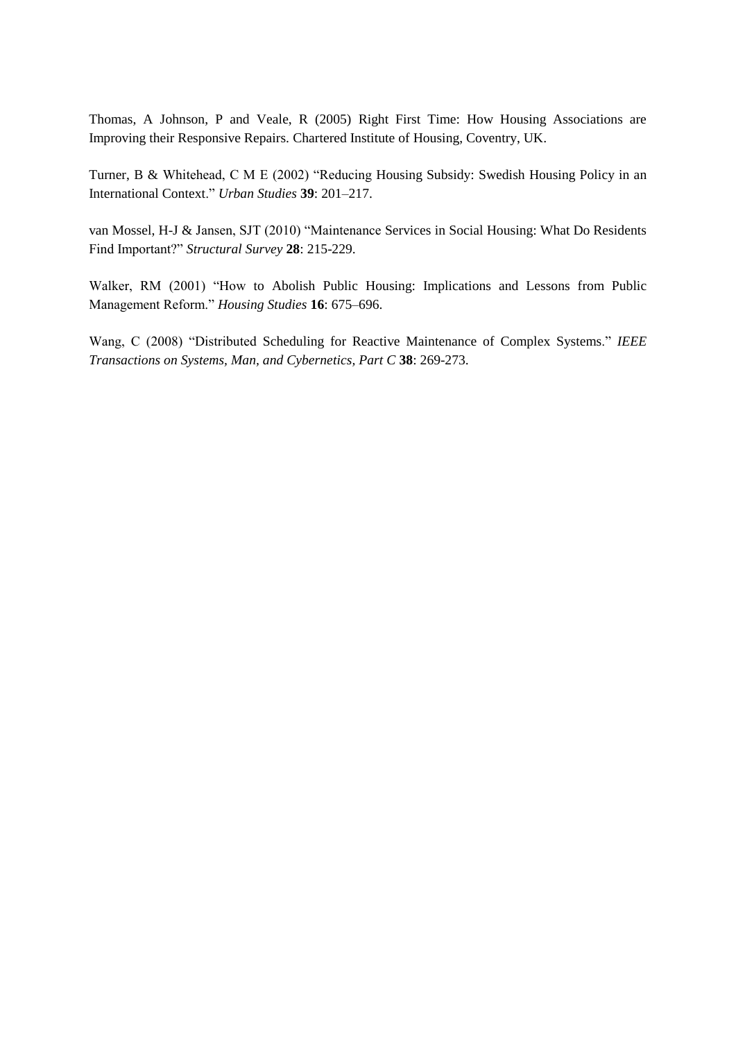Thomas, A Johnson, P and Veale, R (2005) Right First Time: How Housing Associations are Improving their Responsive Repairs. Chartered Institute of Housing, Coventry, UK.

Turner, B & Whitehead, C M E (2002) "Reducing Housing Subsidy: Swedish Housing Policy in an International Context." *Urban Studies* **39**: 201–217.

van Mossel, H-J & Jansen, SJT (2010) "Maintenance Services in Social Housing: What Do Residents Find Important?" *Structural Survey* **28**: 215-229.

Walker, RM (2001) "How to Abolish Public Housing: Implications and Lessons from Public Management Reform." *Housing Studies* **16**: 675–696.

Wang, C (2008) "Distributed Scheduling for Reactive Maintenance of Complex Systems." *IEEE Transactions on Systems, Man, and Cybernetics, Part C* **38**: 269-273.